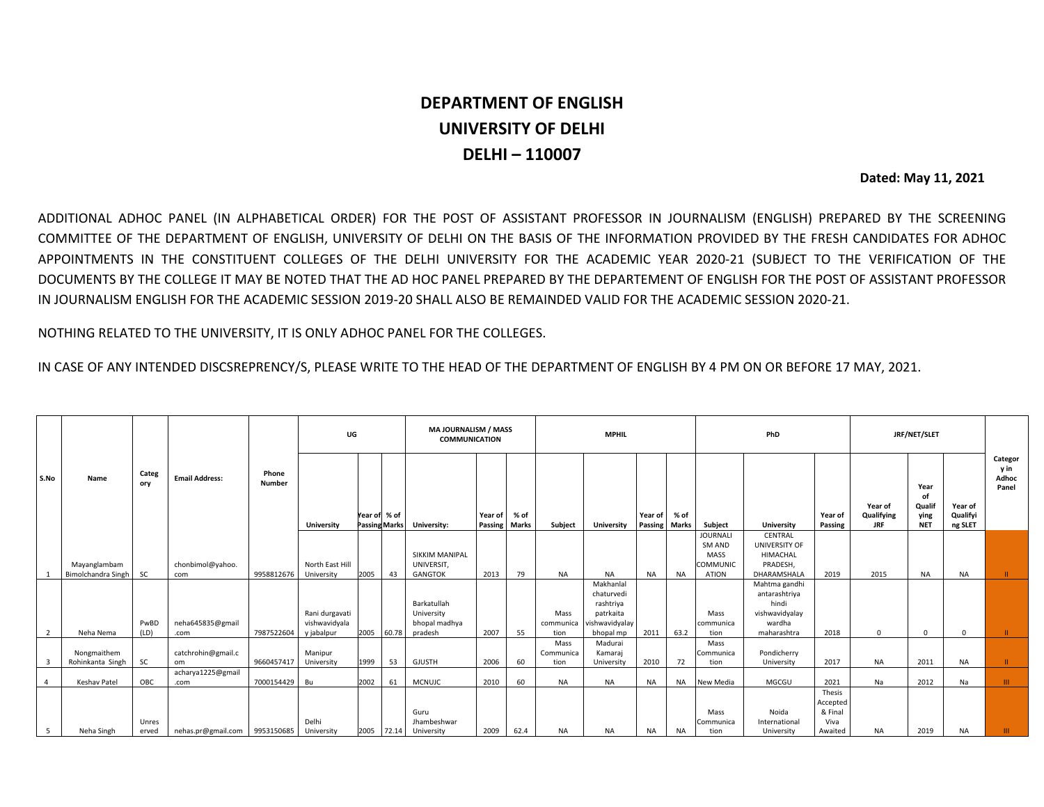# DEPARTMENT OF ENGLISH
# UNIVERSITY OF DELHI
# DELHI – 110007

**Dated: May 11, 2021**

ADDITIONAL ADHOC PANEL (IN ALPHABETICAL ORDER) FOR THE POST OF ASSISTANT PROFESSOR IN JOURNALISM (ENGLISH) PREPARED BY THE SCREENING COMMITTEE OF THE DEPARTMENT OF ENGLISH, UNIVERSITY OF DELHI ON THE BASIS OF THE INFORMATION PROVIDED BY THE FRESH CANDIDATES FOR ADHOC APPOINTMENTS IN THE CONSTITUENT COLLEGES OF THE DELHI UNIVERSITY FOR THE ACADEMIC YEAR 2020-21 (SUBJECT TO THE VERIFICATION OF THE DOCUMENTS BY THE COLLEGE IT MAY BE NOTED THAT THE AD HOC PANEL PREPARED BY THE DEPARTEMENT OF ENGLISH FOR THE POST OF ASSISTANT PROFESSOR IN JOURNALISM ENGLISH FOR THE ACADEMIC SESSION 2019-20 SHALL ALSO BE REMAINDED VALID FOR THE ACADEMIC SESSION 2020-21.

NOTHING RELATED TO THE UNIVERSITY, IT IS ONLY ADHOC PANEL FOR THE COLLEGES.

IN CASE OF ANY INTENDED DISCSREPRENCY/S, PLEASE WRITE TO THE HEAD OF THE DEPARTMENT OF ENGLISH BY 4 PM ON OR BEFORE 17 MAY, 2021.

| S.No | Name | Category | Email Address: | Phone Number | UG | | | MA JOURNALISM / MASS COMMUNICATION | | | MPHIL | | | | PhD | | | JRF/NET/SLET | | | Category in Adhoc Panel |
|---|---|---|---|---|---|---|---|---|---|---|---|---|---|---|---|---|---|---|---|---|---|
| | | | | | University | Year of Passing | % of Marks | University: | Year of Passing | % of Marks | Subject | University | Year of Passing | % of Marks | Subject | University | Year of Passing | Year of Qualifying JRF | Year of Qualifying NET | Year of Qualifying SLET | |
| 1 | Mayanglambam Bimolchandra Singh | SC | chonbimol@yahoo.com | 9958812676 | North East Hill University | 2005 | 43 | SIKKIM MANIPAL UNIVERSIT, GANGTOK | 2013 | 79 | NA | NA | NA | NA | JOURNALISM AND MASS COMMUNICATION | CENTRAL UNIVERSITY OF HIMACHAL PRADESH, DHARAMSHALA | 2019 | 2015 | NA | NA | II |
| 2 | Neha Nema | PwBD (LD) | neha645835@gmail.com | 7987522604 | Rani durgavati vishwavidyalay jabalpur | 2005 | 60.78 | Barkatullah University bhopal madhya pradesh | 2007 | 55 | Mass communication | Makhanlal chaturvedi rashtriya patrkaita vishwavidyalay bhopal mp | 2011 | 63.2 | Mass communication | Mahtma gandhi antarashtriya hindi vishwavidyalay wardha maharashtra | 2018 | 0 | 0 | 0 | II |
| 3 | Nongmaithem Rohinkanta Singh | SC | catchrohin@gmail.com | 9660457417 | Manipur University | 1999 | 53 | GJUSTH | 2006 | 60 | Mass Communication | Madurai Kamaraj University | 2010 | 72 | Mass Communication | Pondicherry University | 2017 | NA | 2011 | NA | II |
| 4 | Keshav Patel | OBC | acharya1225@gmail.com | 7000154429 | Bu | 2002 | 61 | MCNUJC | 2010 | 60 | NA | NA | NA | NA | New Media | MGCGU | 2021 | Na | 2012 | Na | III |
| 5 | Neha Singh | Unreserved | nehas.pr@gmail.com | 9953150685 | Delhi University | 2005 | 72.14 | Guru Jhambeshwar University | 2009 | 62.4 | NA | NA | NA | NA | Mass Communication | Noida International University | Thesis Accepted & Final Viva Awaited | NA | 2019 | NA | III |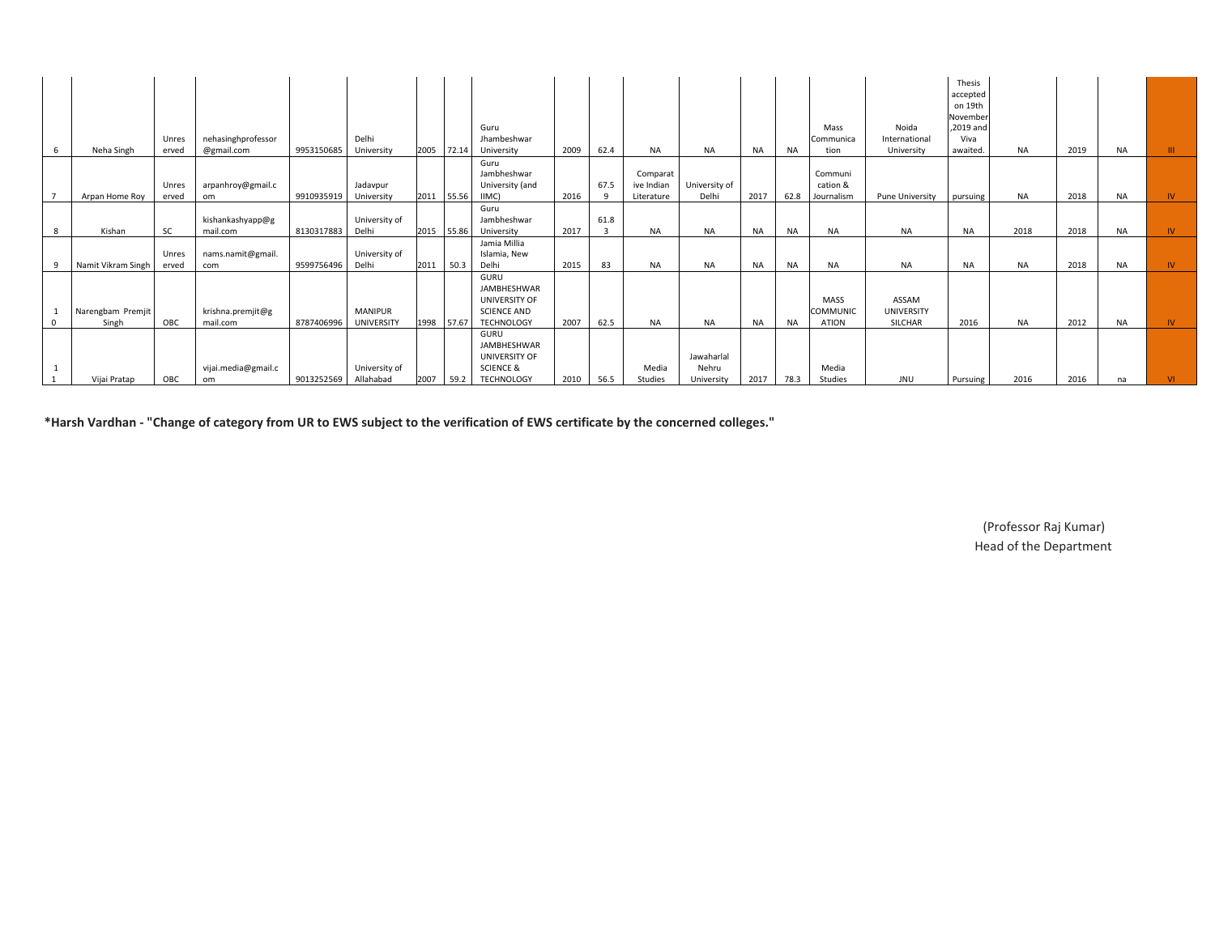| | | | | | | | | | | | | | | | | | | | | | | |
|---|---|---|---|---|---|---|---|---|---|---|---|---|---|---|---|---|---|---|---|---|---|---|
| 6 | Neha Singh | Unreserved | nehasinghprofessor@gmail.com | 9953150685 | Delhi University | 2005 | 72.14 | Guru Jhambeshwar University | 2009 | 62.4 | NA | NA | NA | NA | Mass Communication | Noida International University | Thesis accepted on 19th November ,2019 and Viva awaited. | NA | 2019 | NA | III |
| 7 | Arpan Home Roy | Unreserved | arpanhroy@gmail.com | 9910935919 | Jadavpur University | 2011 | 55.56 | Guru Jambheshwar University (and IIMC) | 2016 | 67.59 | Comparative Indian Literature | University of Delhi | 2017 | 62.8 | Communication & Journalism | Pune University | pursuing | NA | 2018 | NA | IV |
| 8 | Kishan | SC | kishankashyapp@gmail.com | 8130317883 | University of Delhi | 2015 | 55.86 | Guru Jambheshwar University | 2017 | 61.83 | NA | NA | NA | NA | NA | NA | NA | 2018 | 2018 | NA | IV |
| 9 | Namit Vikram Singh | Unreserved | nams.namit@gmail.com | 9599756496 | University of Delhi | 2011 | 50.3 | Jamia Millia Islamia, New Delhi | 2015 | 83 | NA | NA | NA | NA | NA | NA | NA | NA | 2018 | NA | IV |
| 10 | Narengbam Premjit Singh | OBC | krishna.premjit@gmail.com | 8787406996 | MANIPUR UNIVERSITY | 1998 | 57.67 | GURU JAMBHESHWAR UNIVERSITY OF SCIENCE AND TECHNOLOGY | 2007 | 62.5 | NA | NA | NA | NA | MASS COMMUNICATION | ASSAM UNIVERSITY SILCHAR | 2016 | NA | 2012 | NA | IV |
| 11 | Vijai Pratap | OBC | vijai.media@gmail.com | 9013252569 | University of Allahabad | 2007 | 59.2 | GURU JAMBHESHWAR UNIVERSITY OF SCIENCE & TECHNOLOGY | 2010 | 56.5 | Media Studies | Jawaharlal Nehru University | 2017 | 78.3 | Media Studies | JNU | Pursuing | 2016 | 2016 | na | VI |

**\*Harsh Vardhan - "Change of category from UR to EWS subject to the verification of EWS certificate by the concerned colleges."**

(Professor Raj Kumar)
Head of the Department